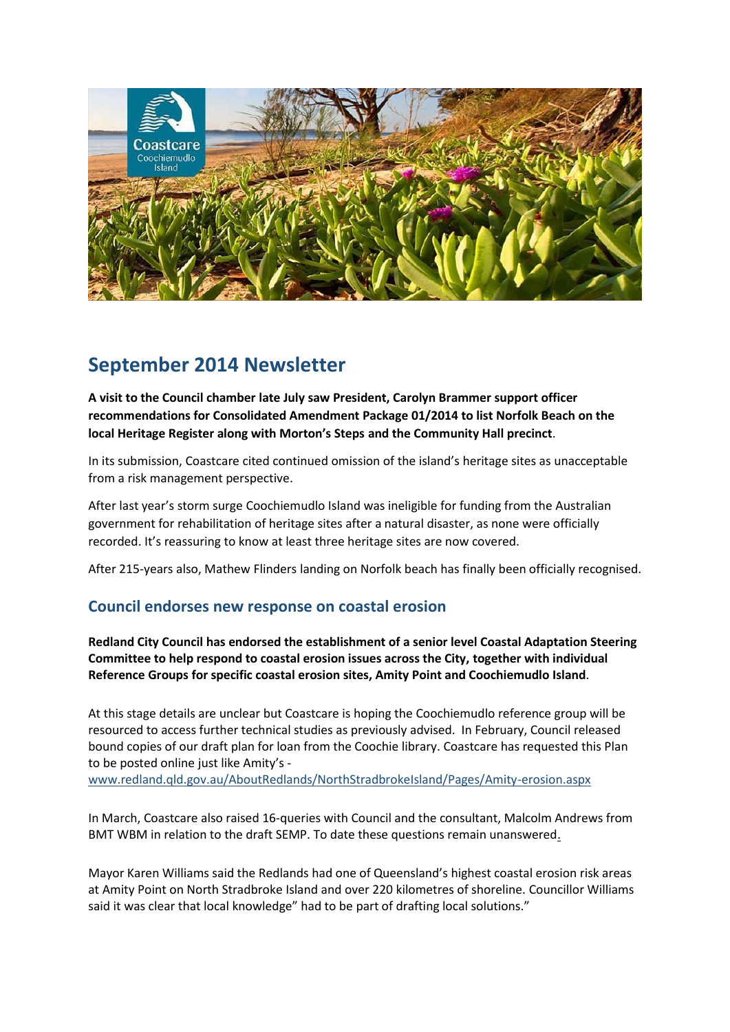# September 2014 Newsletter

**A visit to the Council chamber late July saw President, Carolyn Brammer support officer recommendations for Consolidated Amendment Package 01/2014 to list Norfolk Beach on the local Heritage Register along with Morton's Steps and the Community Hall precinct**.

In its submission, Coastcare cited continued omission of the island's heritage sites as unacceptable from a risk management perspective.

After last year's storm surge Coochiemudlo Island was ineligible for funding from the Australian government for rehabilitation of heritage sites after a natural disaster, as none were officially recorded. It's reassuring to know at least three heritage sites are now covered.

After 215-years also, Mathew Flinders landing on Norfolk beach has finally been officially recognised.

## Council endorses new response on coastal erosion

**Redland City Council has endorsed the establishment of a senior level Coastal Adaptation Steering Committee to help respond to coastal erosion issues across the City, together with individual Reference Groups for specific coastal erosion sites, Amity Point and Coochiemudlo Island**.

At this stage details are unclear but Coastcare is hoping the Coochiemudlo reference group will be resourced to access further technical studies as previously advised. In February, Council released bound copies of our draft plan for loan from the Coochie library. Coastcare has requested this Plan to be posted online just like Amity's - www.redland.qld.gov.au/AboutRedlands/NorthStradbrokeIsland/Pages/Amity-erosion.aspx

In March, Coastcare also raised 16-queries with Council and the consultant, Malcolm Andrews from BMT WBM in relation to the draft SEMP. To date these questions remain unanswered.

Mayor Karen Williams said the Redlands had one of Queensland's highest coastal erosion risk areas at Amity Point on North Stradbroke Island and over 220 kilometres of shoreline. Councillor Williams said it was clear that local knowledge" had to be part of drafting local solutions."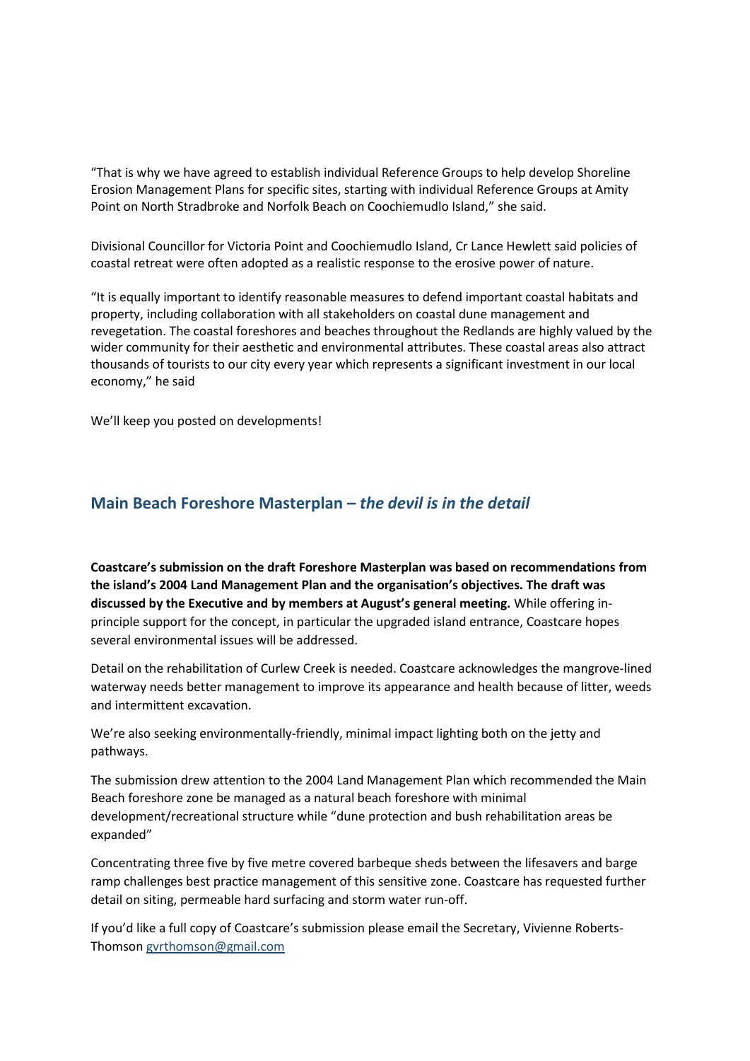"That is why we have agreed to establish individual Reference Groups to help develop Shoreline Erosion Management Plans for specific sites, starting with individual Reference Groups at Amity Point on North Stradbroke and Norfolk Beach on Coochiemudlo Island," she said.

Divisional Councillor for Victoria Point and Coochiemudlo Island, Cr Lance Hewlett said policies of coastal retreat were often adopted as a realistic response to the erosive power of nature.

"It is equally important to identify reasonable measures to defend important coastal habitats and property, including collaboration with all stakeholders on coastal dune management and revegetation. The coastal foreshores and beaches throughout the Redlands are highly valued by the wider community for their aesthetic and environmental attributes. These coastal areas also attract thousands of tourists to our city every year which represents a significant investment in our local economy," he said

We'll keep you posted on developments!

## Main Beach Foreshore Masterplan – *the devil is in the detail*

**Coastcare's submission on the draft Foreshore Masterplan was based on recommendations from the island's 2004 Land Management Plan and the organisation's objectives. The draft was discussed by the Executive and by members at August's general meeting.** While offering in-principle support for the concept, in particular the upgraded island entrance, Coastcare hopes several environmental issues will be addressed.

Detail on the rehabilitation of Curlew Creek is needed. Coastcare acknowledges the mangrove-lined waterway needs better management to improve its appearance and health because of litter, weeds and intermittent excavation.

We're also seeking environmentally-friendly, minimal impact lighting both on the jetty and pathways.

The submission drew attention to the 2004 Land Management Plan which recommended the Main Beach foreshore zone be managed as a natural beach foreshore with minimal development/recreational structure while "dune protection and bush rehabilitation areas be expanded"

Concentrating three five by five metre covered barbeque sheds between the lifesavers and barge ramp challenges best practice management of this sensitive zone. Coastcare has requested further detail on siting, permeable hard surfacing and storm water run-off.

If you'd like a full copy of Coastcare's submission please email the Secretary, Vivienne Roberts-Thomson [gvrthomson@gmail.com](mailto:gvrthomson@gmail.com)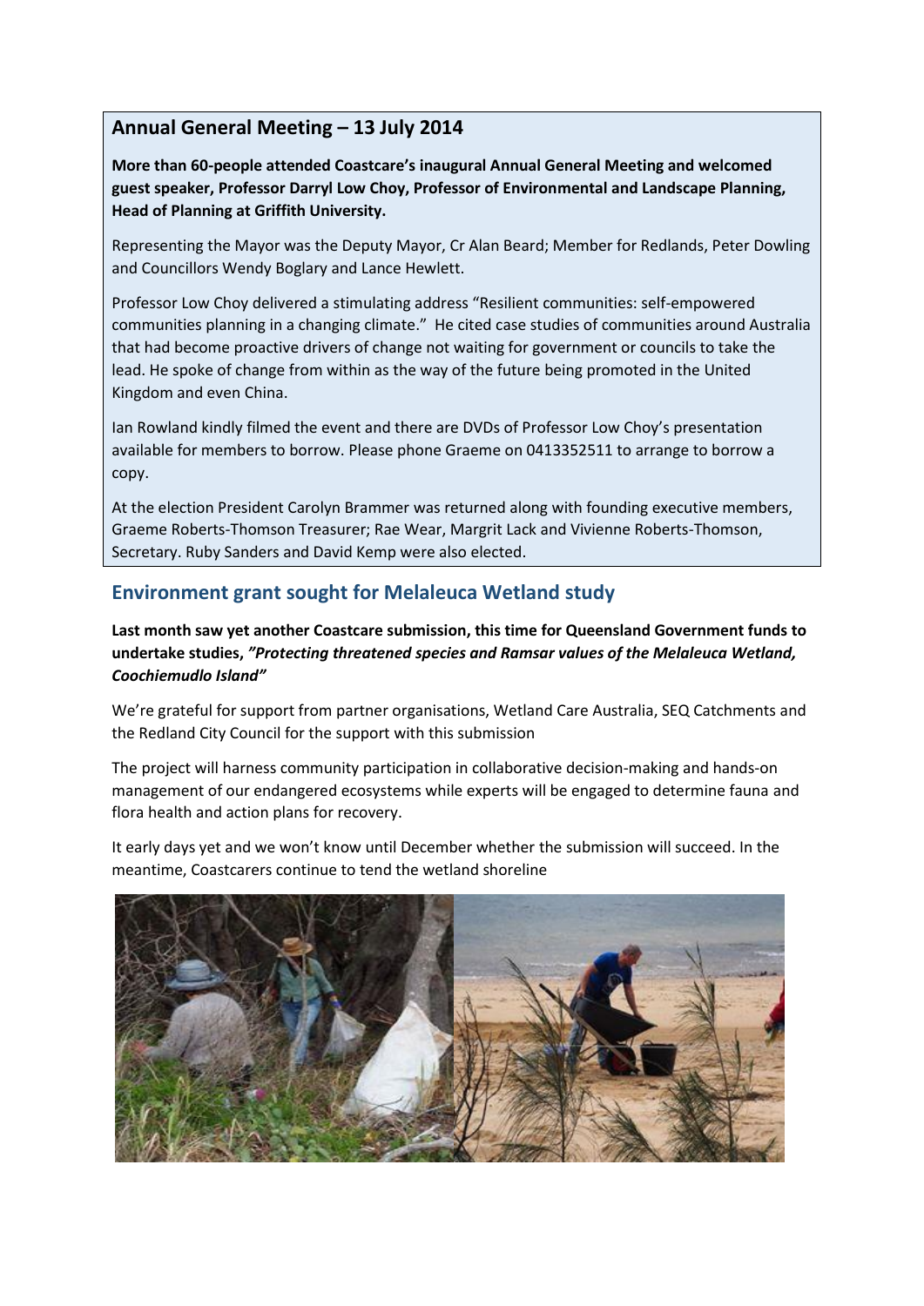## Annual General Meeting – 13 July 2014

**More than 60-people attended Coastcare's inaugural Annual General Meeting and welcomed guest speaker, Professor Darryl Low Choy, Professor of Environmental and Landscape Planning, Head of Planning at Griffith University.**

Representing the Mayor was the Deputy Mayor, Cr Alan Beard; Member for Redlands, Peter Dowling and Councillors Wendy Boglary and Lance Hewlett.

Professor Low Choy delivered a stimulating address "Resilient communities: self-empowered communities planning in a changing climate." He cited case studies of communities around Australia that had become proactive drivers of change not waiting for government or councils to take the lead. He spoke of change from within as the way of the future being promoted in the United Kingdom and even China.

Ian Rowland kindly filmed the event and there are DVDs of Professor Low Choy's presentation available for members to borrow. Please phone Graeme on 0413352511 to arrange to borrow a copy.

At the election President Carolyn Brammer was returned along with founding executive members, Graeme Roberts-Thomson Treasurer; Rae Wear, Margrit Lack and Vivienne Roberts-Thomson, Secretary. Ruby Sanders and David Kemp were also elected.

## Environment grant sought for Melaleuca Wetland study

**Last month saw yet another Coastcare submission, this time for Queensland Government funds to undertake studies, *"Protecting threatened species and Ramsar values of the Melaleuca Wetland, Coochiemudlo Island"***

We're grateful for support from partner organisations, Wetland Care Australia, SEQ Catchments and the Redland City Council for the support with this submission

The project will harness community participation in collaborative decision-making and hands-on management of our endangered ecosystems while experts will be engaged to determine fauna and flora health and action plans for recovery.

It early days yet and we won't know until December whether the submission will succeed. In the meantime, Coastcarers continue to tend the wetland shoreline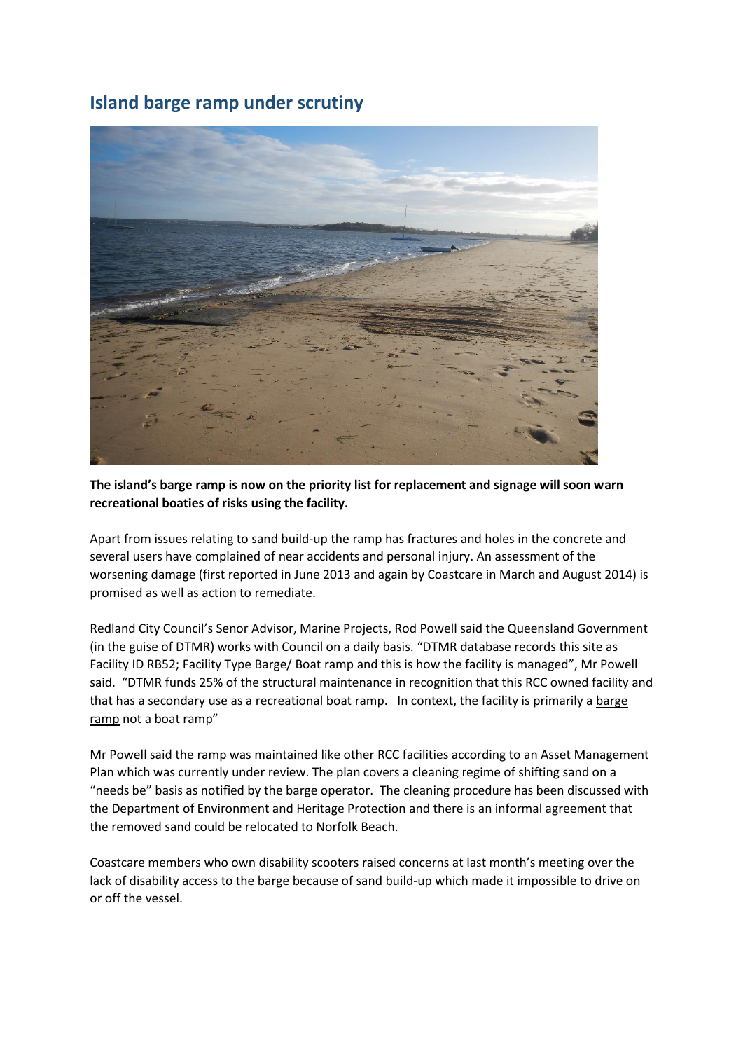## Island barge ramp under scrutiny

**The island's barge ramp is now on the priority list for replacement and signage will soon warn recreational boaties of risks using the facility.**

Apart from issues relating to sand build-up the ramp has fractures and holes in the concrete and several users have complained of near accidents and personal injury. An assessment of the worsening damage (first reported in June 2013 and again by Coastcare in March and August 2014) is promised as well as action to remediate.

Redland City Council's Senor Advisor, Marine Projects, Rod Powell said the Queensland Government (in the guise of DTMR) works with Council on a daily basis. "DTMR database records this site as Facility ID RB52; Facility Type Barge/ Boat ramp and this is how the facility is managed", Mr Powell said. "DTMR funds 25% of the structural maintenance in recognition that this RCC owned facility and that has a secondary use as a recreational boat ramp. In context, the facility is primarily a barge ramp not a boat ramp"

Mr Powell said the ramp was maintained like other RCC facilities according to an Asset Management Plan which was currently under review. The plan covers a cleaning regime of shifting sand on a "needs be" basis as notified by the barge operator. The cleaning procedure has been discussed with the Department of Environment and Heritage Protection and there is an informal agreement that the removed sand could be relocated to Norfolk Beach.

Coastcare members who own disability scooters raised concerns at last month's meeting over the lack of disability access to the barge because of sand build-up which made it impossible to drive on or off the vessel.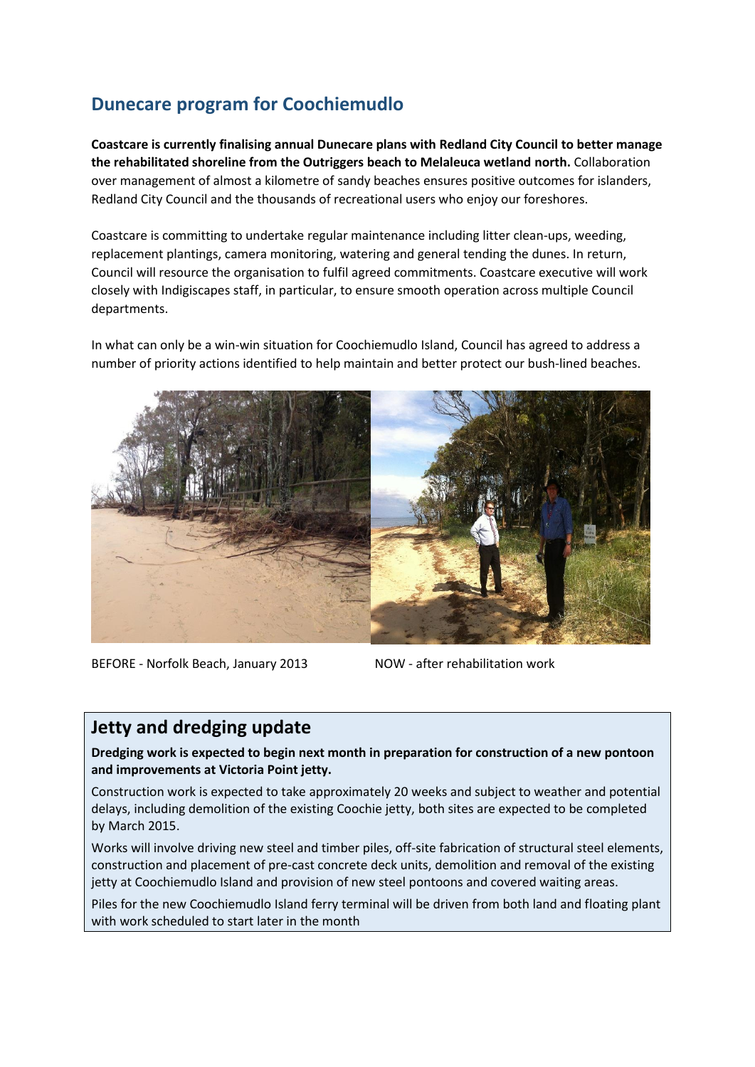## Dunecare program for Coochiemudlo

**Coastcare is currently finalising annual Dunecare plans with Redland City Council to better manage the rehabilitated shoreline from the Outriggers beach to Melaleuca wetland north.** Collaboration over management of almost a kilometre of sandy beaches ensures positive outcomes for islanders, Redland City Council and the thousands of recreational users who enjoy our foreshores.

Coastcare is committing to undertake regular maintenance including litter clean-ups, weeding, replacement plantings, camera monitoring, watering and general tending the dunes. In return, Council will resource the organisation to fulfil agreed commitments. Coastcare executive will work closely with Indigiscapes staff, in particular, to ensure smooth operation across multiple Council departments.

In what can only be a win-win situation for Coochiemudlo Island, Council has agreed to address a number of priority actions identified to help maintain and better protect our bush-lined beaches.

BEFORE - Norfolk Beach, January 2013

NOW - after rehabilitation work

## Jetty and dredging update

**Dredging work is expected to begin next month in preparation for construction of a new pontoon and improvements at Victoria Point jetty.**

Construction work is expected to take approximately 20 weeks and subject to weather and potential delays, including demolition of the existing Coochie jetty, both sites are expected to be completed by March 2015.

Works will involve driving new steel and timber piles, off-site fabrication of structural steel elements, construction and placement of pre-cast concrete deck units, demolition and removal of the existing jetty at Coochiemudlo Island and provision of new steel pontoons and covered waiting areas.

Piles for the new Coochiemudlo Island ferry terminal will be driven from both land and floating plant with work scheduled to start later in the month